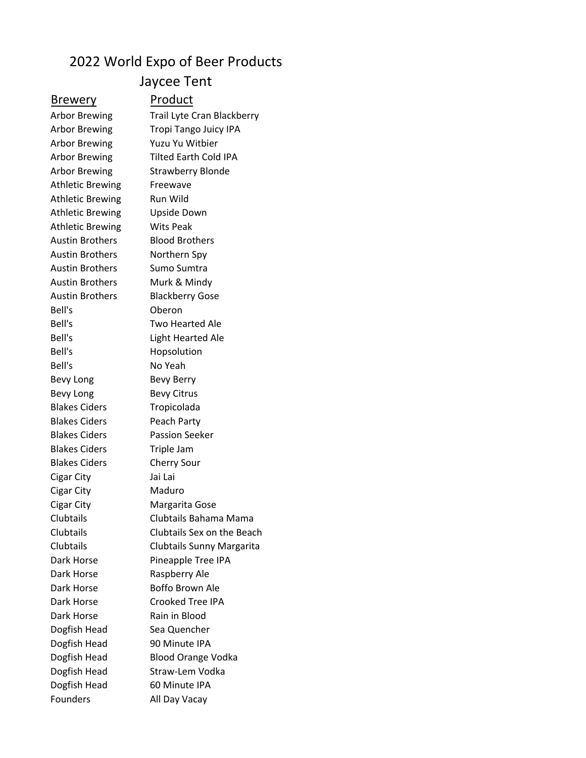# 2022 World Expo of Beer Products

## Jaycee Tent

| Brewery | Product |
| --- | --- |
| Arbor Brewing | Trail Lyte Cran Blackberry |
| Arbor Brewing | Tropi Tango Juicy IPA |
| Arbor Brewing | Yuzu Yu Witbier |
| Arbor Brewing | Tilted Earth Cold IPA |
| Arbor Brewing | Strawberry Blonde |
| Athletic Brewing | Freewave |
| Athletic Brewing | Run Wild |
| Athletic Brewing | Upside Down |
| Athletic Brewing | Wits Peak |
| Austin Brothers | Blood Brothers |
| Austin Brothers | Northern Spy |
| Austin Brothers | Sumo Sumtra |
| Austin Brothers | Murk & Mindy |
| Austin Brothers | Blackberry Gose |
| Bell's | Oberon |
| Bell's | Two Hearted Ale |
| Bell's | Light Hearted Ale |
| Bell's | Hopsolution |
| Bell's | No Yeah |
| Bevy Long | Bevy Berry |
| Bevy Long | Bevy Citrus |
| Blakes Ciders | Tropicolada |
| Blakes Ciders | Peach Party |
| Blakes Ciders | Passion Seeker |
| Blakes Ciders | Triple Jam |
| Blakes Ciders | Cherry Sour |
| Cigar City | Jai Lai |
| Cigar City | Maduro |
| Cigar City | Margarita Gose |
| Clubtails | Clubtails Bahama Mama |
| Clubtails | Clubtails Sex on the Beach |
| Clubtails | Clubtails Sunny Margarita |
| Dark Horse | Pineapple Tree IPA |
| Dark Horse | Raspberry Ale |
| Dark Horse | Boffo Brown Ale |
| Dark Horse | Crooked Tree IPA |
| Dark Horse | Rain in Blood |
| Dogfish Head | Sea Quencher |
| Dogfish Head | 90 Minute IPA |
| Dogfish Head | Blood Orange Vodka |
| Dogfish Head | Straw-Lem Vodka |
| Dogfish Head | 60 Minute IPA |
| Founders | All Day Vacay |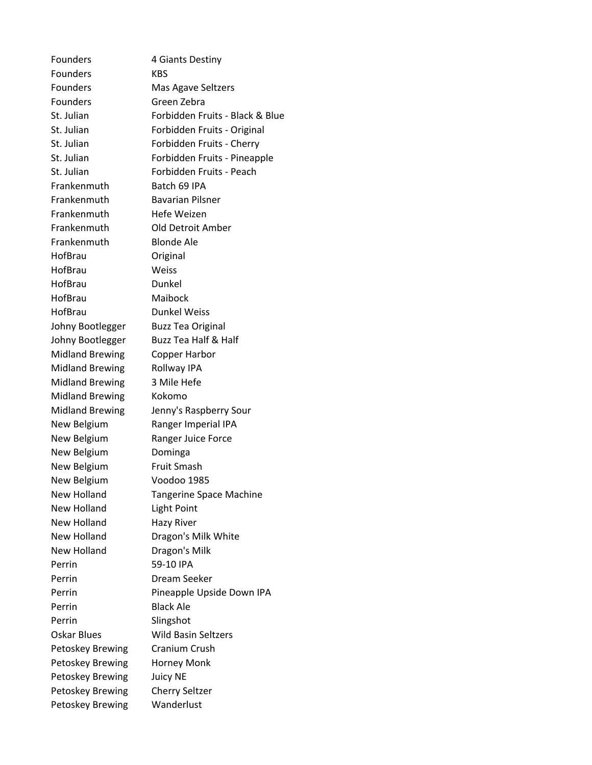| | |
|---|---|
| Founders | 4 Giants Destiny |
| Founders | KBS |
| Founders | Mas Agave Seltzers |
| Founders | Green Zebra |
| St. Julian | Forbidden Fruits - Black & Blue |
| St. Julian | Forbidden Fruits - Original |
| St. Julian | Forbidden Fruits - Cherry |
| St. Julian | Forbidden Fruits - Pineapple |
| St. Julian | Forbidden Fruits - Peach |
| Frankenmuth | Batch 69 IPA |
| Frankenmuth | Bavarian Pilsner |
| Frankenmuth | Hefe Weizen |
| Frankenmuth | Old Detroit Amber |
| Frankenmuth | Blonde Ale |
| HofBrau | Original |
| HofBrau | Weiss |
| HofBrau | Dunkel |
| HofBrau | Maibock |
| HofBrau | Dunkel Weiss |
| Johny Bootlegger | Buzz Tea Original |
| Johny Bootlegger | Buzz Tea Half & Half |
| Midland Brewing | Copper Harbor |
| Midland Brewing | Rollway IPA |
| Midland Brewing | 3 Mile Hefe |
| Midland Brewing | Kokomo |
| Midland Brewing | Jenny's Raspberry Sour |
| New Belgium | Ranger Imperial IPA |
| New Belgium | Ranger Juice Force |
| New Belgium | Dominga |
| New Belgium | Fruit Smash |
| New Belgium | Voodoo 1985 |
| New Holland | Tangerine Space Machine |
| New Holland | Light Point |
| New Holland | Hazy River |
| New Holland | Dragon's Milk White |
| New Holland | Dragon's Milk |
| Perrin | 59-10 IPA |
| Perrin | Dream Seeker |
| Perrin | Pineapple Upside Down IPA |
| Perrin | Black Ale |
| Perrin | Slingshot |
| Oskar Blues | Wild Basin Seltzers |
| Petoskey Brewing | Cranium Crush |
| Petoskey Brewing | Horney Monk |
| Petoskey Brewing | Juicy NE |
| Petoskey Brewing | Cherry Seltzer |
| Petoskey Brewing | Wanderlust |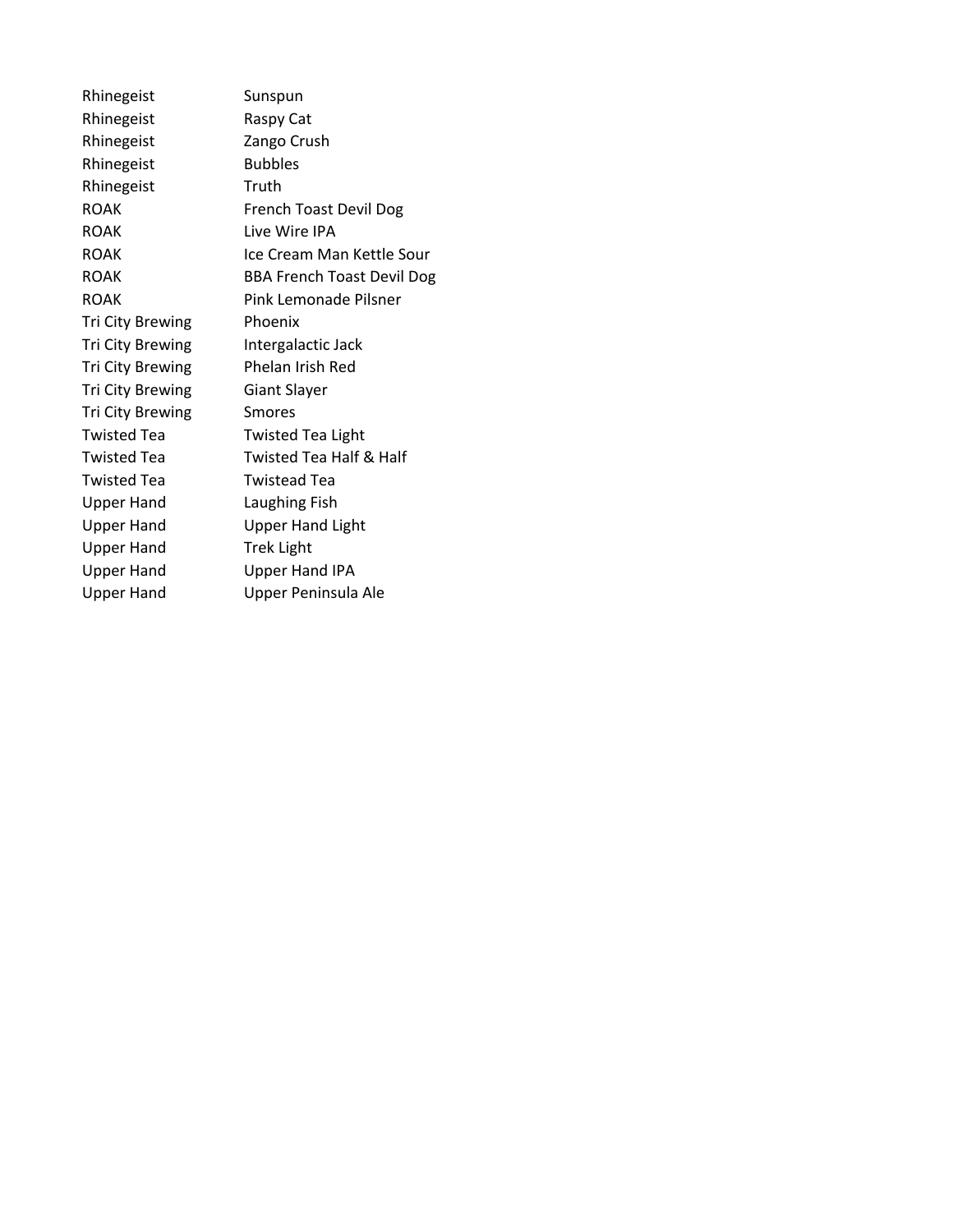| | |
|---|---|
| Rhinegeist | Sunspun |
| Rhinegeist | Raspy Cat |
| Rhinegeist | Zango Crush |
| Rhinegeist | Bubbles |
| Rhinegeist | Truth |
| ROAK | French Toast Devil Dog |
| ROAK | Live Wire IPA |
| ROAK | Ice Cream Man Kettle Sour |
| ROAK | BBA French Toast Devil Dog |
| ROAK | Pink Lemonade Pilsner |
| Tri City Brewing | Phoenix |
| Tri City Brewing | Intergalactic Jack |
| Tri City Brewing | Phelan Irish Red |
| Tri City Brewing | Giant Slayer |
| Tri City Brewing | Smores |
| Twisted Tea | Twisted Tea Light |
| Twisted Tea | Twisted Tea Half & Half |
| Twisted Tea | Twistead Tea |
| Upper Hand | Laughing Fish |
| Upper Hand | Upper Hand Light |
| Upper Hand | Trek Light |
| Upper Hand | Upper Hand IPA |
| Upper Hand | Upper Peninsula Ale |